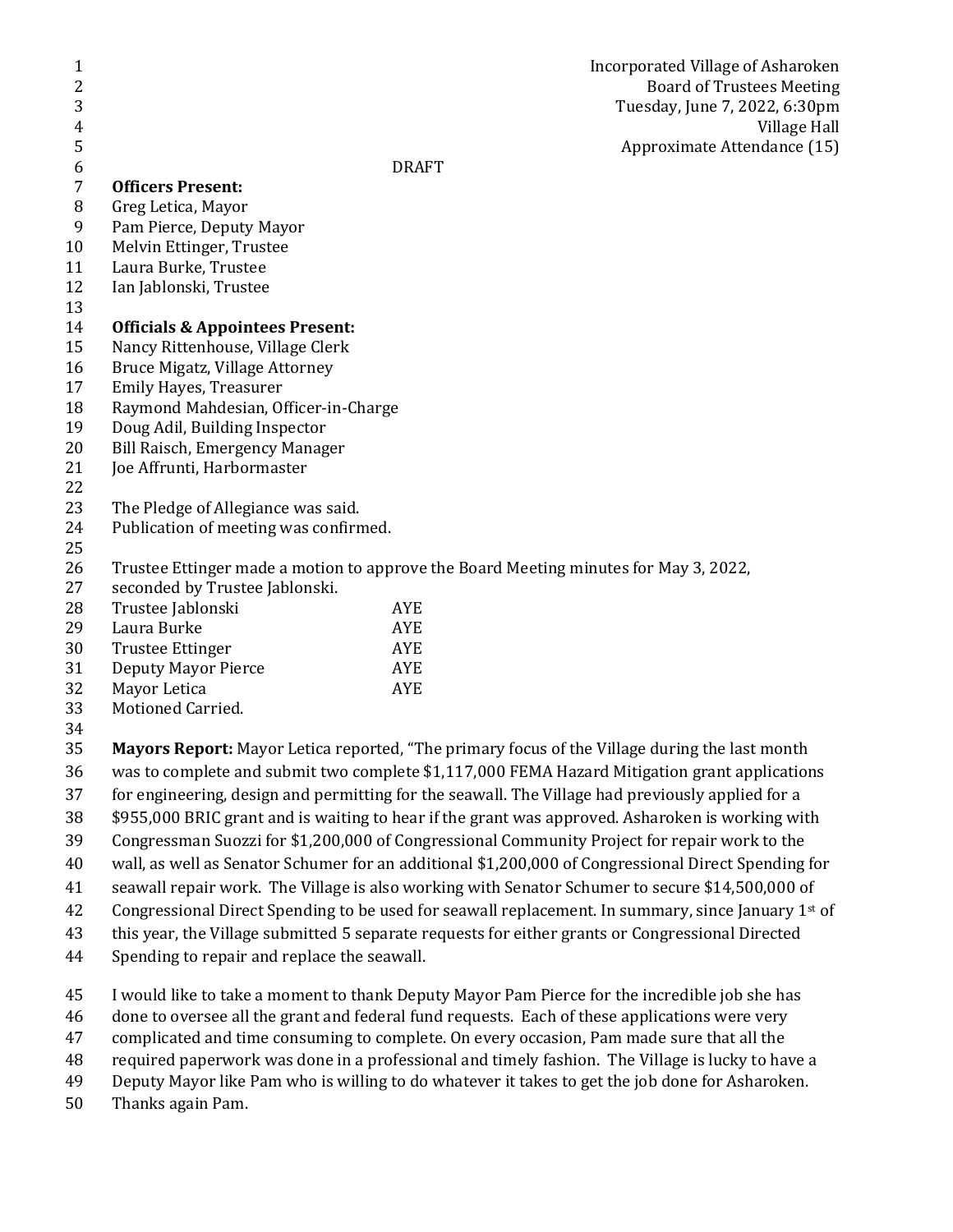Incorporated Village of Asharoken
Board of Trustees Meeting
Tuesday, June 7, 2022, 6:30pm
Village Hall
Approximate Attendance (15)

DRAFT

**Officers Present:**
Greg Letica, Mayor
Pam Pierce, Deputy Mayor
Melvin Ettinger, Trustee
Laura Burke, Trustee
Ian Jablonski, Trustee

**Officials & Appointees Present:**
Nancy Rittenhouse, Village Clerk
Bruce Migatz, Village Attorney
Emily Hayes, Treasurer
Raymond Mahdesian, Officer-in-Charge
Doug Adil, Building Inspector
Bill Raisch, Emergency Manager
Joe Affrunti, Harbormaster

The Pledge of Allegiance was said.
Publication of meeting was confirmed.

Trustee Ettinger made a motion to approve the Board Meeting minutes for May 3, 2022, seconded by Trustee Jablonski.

| | |
|---|---|
| Trustee Jablonski | AYE |
| Laura Burke | AYE |
| Trustee Ettinger | AYE |
| Deputy Mayor Pierce | AYE |
| Mayor Letica | AYE |

Motioned Carried.

**Mayors Report:** Mayor Letica reported, "The primary focus of the Village during the last month was to complete and submit two complete $1,117,000 FEMA Hazard Mitigation grant applications for engineering, design and permitting for the seawall. The Village had previously applied for a $955,000 BRIC grant and is waiting to hear if the grant was approved. Asharoken is working with Congressman Suozzi for $1,200,000 of Congressional Community Project for repair work to the wall, as well as Senator Schumer for an additional $1,200,000 of Congressional Direct Spending for seawall repair work. The Village is also working with Senator Schumer to secure $14,500,000 of Congressional Direct Spending to be used for seawall replacement. In summary, since January 1st of this year, the Village submitted 5 separate requests for either grants or Congressional Directed Spending to repair and replace the seawall.

I would like to take a moment to thank Deputy Mayor Pam Pierce for the incredible job she has done to oversee all the grant and federal fund requests. Each of these applications were very complicated and time consuming to complete. On every occasion, Pam made sure that all the required paperwork was done in a professional and timely fashion. The Village is lucky to have a Deputy Mayor like Pam who is willing to do whatever it takes to get the job done for Asharoken. Thanks again Pam.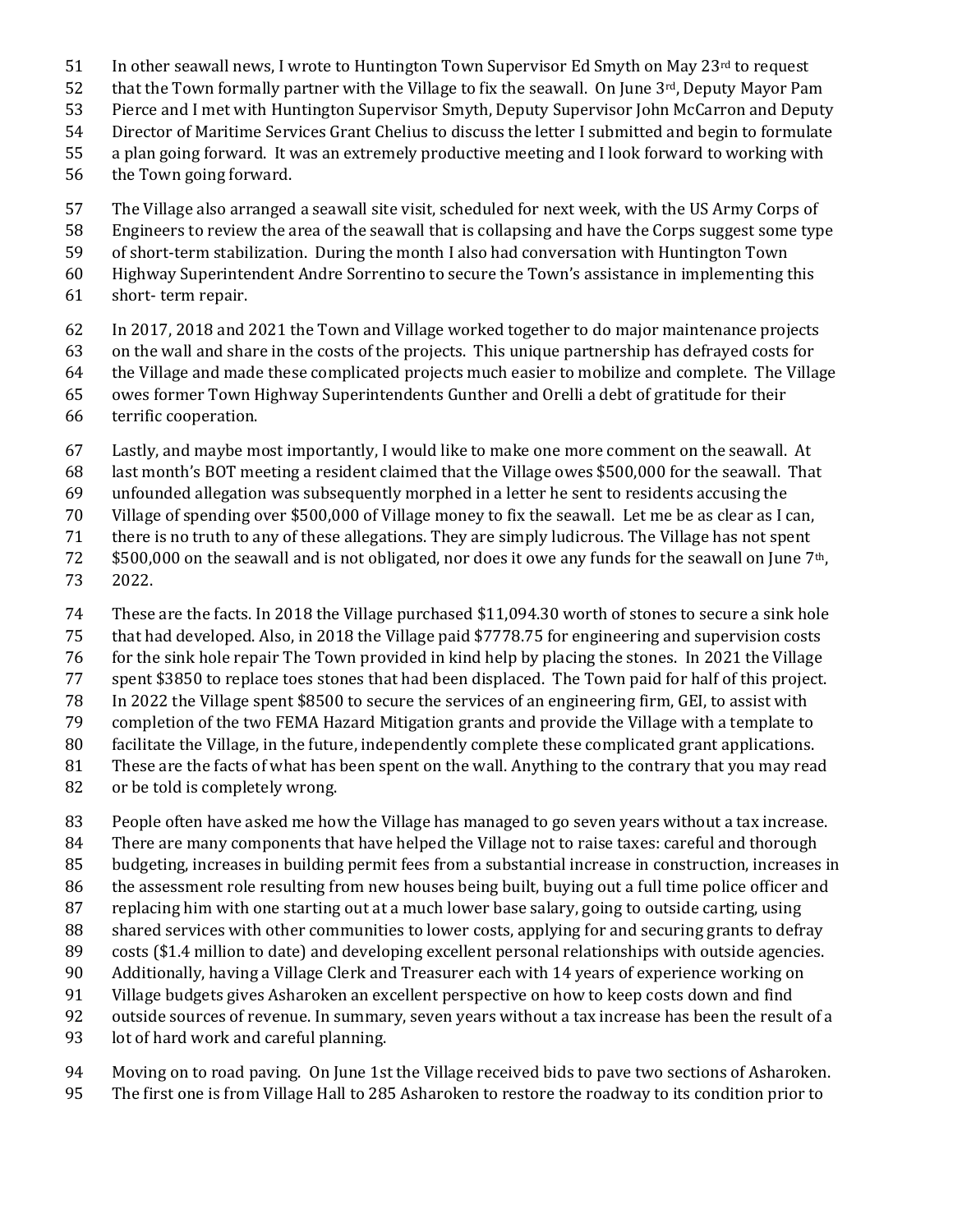In other seawall news, I wrote to Huntington Town Supervisor Ed Smyth on May 23rd to request that the Town formally partner with the Village to fix the seawall. On June 3rd, Deputy Mayor Pam Pierce and I met with Huntington Supervisor Smyth, Deputy Supervisor John McCarron and Deputy Director of Maritime Services Grant Chelius to discuss the letter I submitted and begin to formulate a plan going forward. It was an extremely productive meeting and I look forward to working with the Town going forward.

The Village also arranged a seawall site visit, scheduled for next week, with the US Army Corps of Engineers to review the area of the seawall that is collapsing and have the Corps suggest some type of short-term stabilization. During the month I also had conversation with Huntington Town Highway Superintendent Andre Sorrentino to secure the Town's assistance in implementing this short- term repair.

In 2017, 2018 and 2021 the Town and Village worked together to do major maintenance projects on the wall and share in the costs of the projects. This unique partnership has defrayed costs for the Village and made these complicated projects much easier to mobilize and complete. The Village owes former Town Highway Superintendents Gunther and Orelli a debt of gratitude for their terrific cooperation.

Lastly, and maybe most importantly, I would like to make one more comment on the seawall. At last month's BOT meeting a resident claimed that the Village owes $500,000 for the seawall. That unfounded allegation was subsequently morphed in a letter he sent to residents accusing the Village of spending over $500,000 of Village money to fix the seawall. Let me be as clear as I can, there is no truth to any of these allegations. They are simply ludicrous. The Village has not spent $500,000 on the seawall and is not obligated, nor does it owe any funds for the seawall on June 7th, 2022.

These are the facts. In 2018 the Village purchased $11,094.30 worth of stones to secure a sink hole that had developed. Also, in 2018 the Village paid $7778.75 for engineering and supervision costs for the sink hole repair The Town provided in kind help by placing the stones. In 2021 the Village spent $3850 to replace toes stones that had been displaced. The Town paid for half of this project. In 2022 the Village spent $8500 to secure the services of an engineering firm, GEI, to assist with completion of the two FEMA Hazard Mitigation grants and provide the Village with a template to facilitate the Village, in the future, independently complete these complicated grant applications. These are the facts of what has been spent on the wall. Anything to the contrary that you may read or be told is completely wrong.

People often have asked me how the Village has managed to go seven years without a tax increase. There are many components that have helped the Village not to raise taxes: careful and thorough budgeting, increases in building permit fees from a substantial increase in construction, increases in the assessment role resulting from new houses being built, buying out a full time police officer and replacing him with one starting out at a much lower base salary, going to outside carting, using shared services with other communities to lower costs, applying for and securing grants to defray costs ($1.4 million to date) and developing excellent personal relationships with outside agencies. Additionally, having a Village Clerk and Treasurer each with 14 years of experience working on Village budgets gives Asharoken an excellent perspective on how to keep costs down and find outside sources of revenue. In summary, seven years without a tax increase has been the result of a lot of hard work and careful planning.

Moving on to road paving. On June 1st the Village received bids to pave two sections of Asharoken. The first one is from Village Hall to 285 Asharoken to restore the roadway to its condition prior to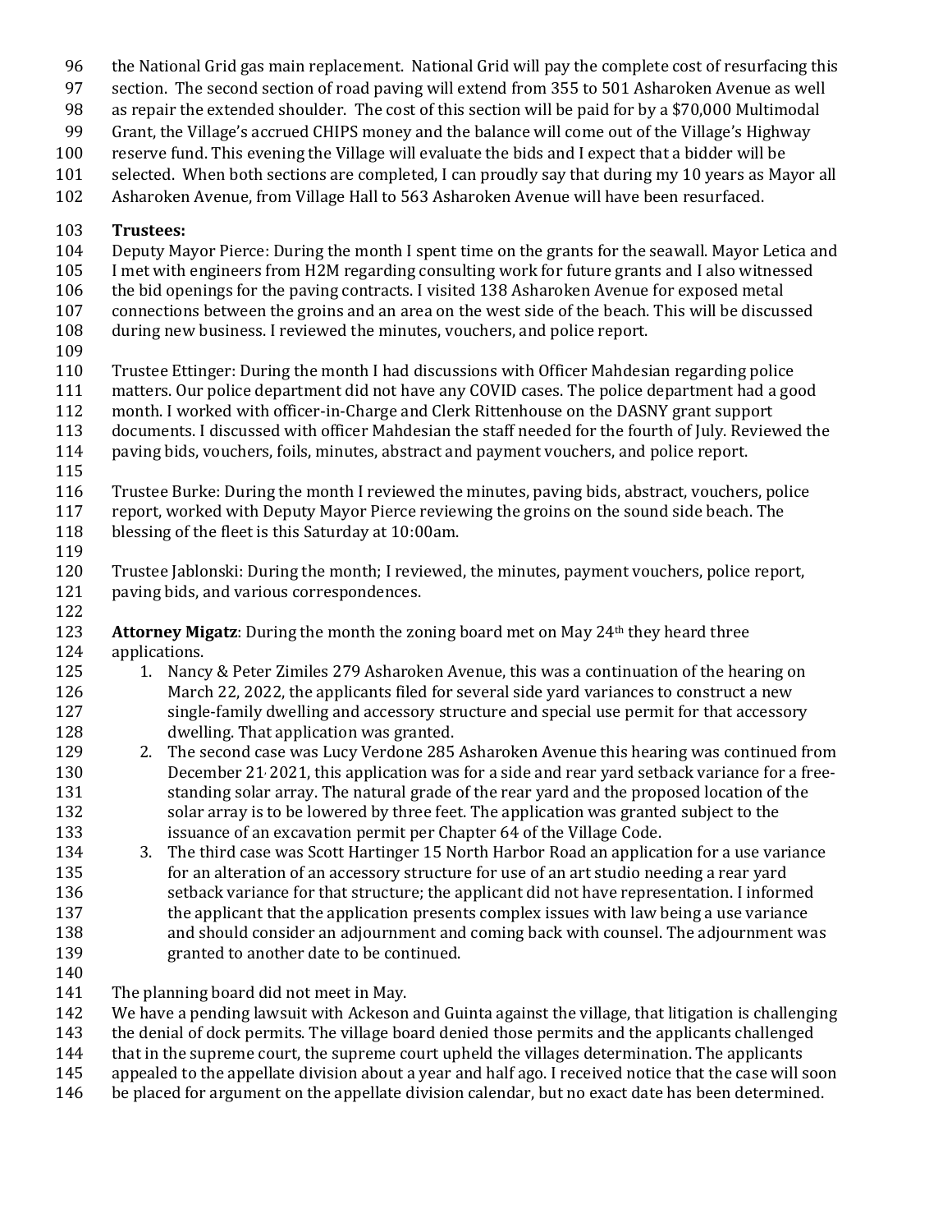the National Grid gas main replacement. National Grid will pay the complete cost of resurfacing this section. The second section of road paving will extend from 355 to 501 Asharoken Avenue as well as repair the extended shoulder. The cost of this section will be paid for by a $70,000 Multimodal Grant, the Village's accrued CHIPS money and the balance will come out of the Village's Highway reserve fund. This evening the Village will evaluate the bids and I expect that a bidder will be selected. When both sections are completed, I can proudly say that during my 10 years as Mayor all Asharoken Avenue, from Village Hall to 563 Asharoken Avenue will have been resurfaced.

**Trustees:**

Deputy Mayor Pierce: During the month I spent time on the grants for the seawall. Mayor Letica and I met with engineers from H2M regarding consulting work for future grants and I also witnessed the bid openings for the paving contracts. I visited 138 Asharoken Avenue for exposed metal connections between the groins and an area on the west side of the beach. This will be discussed during new business. I reviewed the minutes, vouchers, and police report.

Trustee Ettinger: During the month I had discussions with Officer Mahdesian regarding police matters. Our police department did not have any COVID cases. The police department had a good month. I worked with officer-in-Charge and Clerk Rittenhouse on the DASNY grant support documents. I discussed with officer Mahdesian the staff needed for the fourth of July. Reviewed the paving bids, vouchers, foils, minutes, abstract and payment vouchers, and police report.

Trustee Burke: During the month I reviewed the minutes, paving bids, abstract, vouchers, police report, worked with Deputy Mayor Pierce reviewing the groins on the sound side beach. The blessing of the fleet is this Saturday at 10:00am.

Trustee Jablonski: During the month; I reviewed, the minutes, payment vouchers, police report, paving bids, and various correspondences.

**Attorney Migatz**: During the month the zoning board met on May 24th they heard three applications.

1. Nancy & Peter Zimiles 279 Asharoken Avenue, this was a continuation of the hearing on March 22, 2022, the applicants filed for several side yard variances to construct a new single-family dwelling and accessory structure and special use permit for that accessory dwelling. That application was granted.
2. The second case was Lucy Verdone 285 Asharoken Avenue this hearing was continued from December 21, 2021, this application was for a side and rear yard setback variance for a free-standing solar array. The natural grade of the rear yard and the proposed location of the solar array is to be lowered by three feet. The application was granted subject to the issuance of an excavation permit per Chapter 64 of the Village Code.
3. The third case was Scott Hartinger 15 North Harbor Road an application for a use variance for an alteration of an accessory structure for use of an art studio needing a rear yard setback variance for that structure; the applicant did not have representation. I informed the applicant that the application presents complex issues with law being a use variance and should consider an adjournment and coming back with counsel. The adjournment was granted to another date to be continued.

The planning board did not meet in May.
We have a pending lawsuit with Ackeson and Guinta against the village, that litigation is challenging the denial of dock permits. The village board denied those permits and the applicants challenged that in the supreme court, the supreme court upheld the villages determination. The applicants appealed to the appellate division about a year and half ago. I received notice that the case will soon be placed for argument on the appellate division calendar, but no exact date has been determined.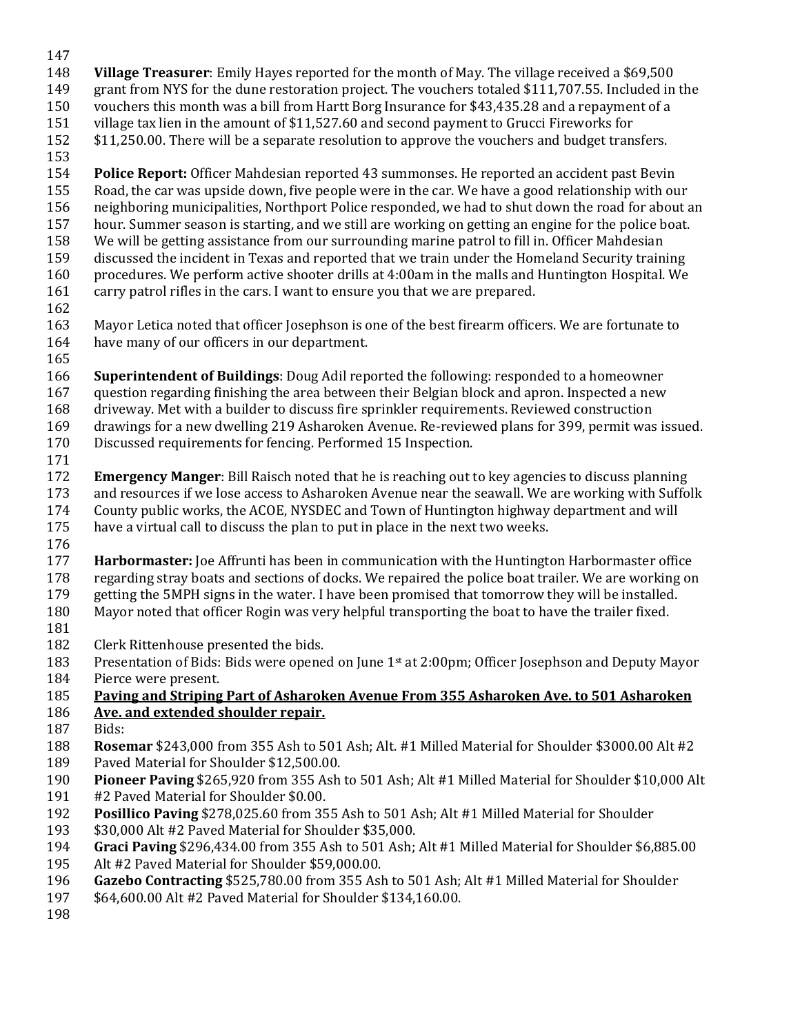**Village Treasurer**: Emily Hayes reported for the month of May. The village received a $69,500 grant from NYS for the dune restoration project. The vouchers totaled $111,707.55. Included in the vouchers this month was a bill from Hartt Borg Insurance for $43,435.28 and a repayment of a village tax lien in the amount of $11,527.60 and second payment to Grucci Fireworks for $11,250.00. There will be a separate resolution to approve the vouchers and budget transfers.

**Police Report:** Officer Mahdesian reported 43 summonses. He reported an accident past Bevin Road, the car was upside down, five people were in the car. We have a good relationship with our neighboring municipalities, Northport Police responded, we had to shut down the road for about an hour. Summer season is starting, and we still are working on getting an engine for the police boat. We will be getting assistance from our surrounding marine patrol to fill in. Officer Mahdesian discussed the incident in Texas and reported that we train under the Homeland Security training procedures. We perform active shooter drills at 4:00am in the malls and Huntington Hospital. We carry patrol rifles in the cars. I want to ensure you that we are prepared.

Mayor Letica noted that officer Josephson is one of the best firearm officers. We are fortunate to have many of our officers in our department.

**Superintendent of Buildings**: Doug Adil reported the following: responded to a homeowner question regarding finishing the area between their Belgian block and apron. Inspected a new driveway. Met with a builder to discuss fire sprinkler requirements. Reviewed construction drawings for a new dwelling 219 Asharoken Avenue. Re-reviewed plans for 399, permit was issued. Discussed requirements for fencing. Performed 15 Inspection.

**Emergency Manger**: Bill Raisch noted that he is reaching out to key agencies to discuss planning and resources if we lose access to Asharoken Avenue near the seawall. We are working with Suffolk County public works, the ACOE, NYSDEC and Town of Huntington highway department and will have a virtual call to discuss the plan to put in place in the next two weeks.

**Harbormaster:** Joe Affrunti has been in communication with the Huntington Harbormaster office regarding stray boats and sections of docks. We repaired the police boat trailer. We are working on getting the 5MPH signs in the water. I have been promised that tomorrow they will be installed. Mayor noted that officer Rogin was very helpful transporting the boat to have the trailer fixed.

Clerk Rittenhouse presented the bids.
Presentation of Bids: Bids were opened on June 1st at 2:00pm; Officer Josephson and Deputy Mayor Pierce were present.

**Paving and Striping Part of Asharoken Avenue From 355 Asharoken Ave. to 501 Asharoken Ave. and extended shoulder repair.**

Bids:

**Rosemar** $243,000 from 355 Ash to 501 Ash; Alt. #1 Milled Material for Shoulder $3000.00 Alt #2 Paved Material for Shoulder $12,500.00.
**Pioneer Paving** $265,920 from 355 Ash to 501 Ash; Alt #1 Milled Material for Shoulder $10,000 Alt #2 Paved Material for Shoulder $0.00.
**Posillico Paving** $278,025.60 from 355 Ash to 501 Ash; Alt #1 Milled Material for Shoulder $30,000 Alt #2 Paved Material for Shoulder $35,000.
**Graci Paving** $296,434.00 from 355 Ash to 501 Ash; Alt #1 Milled Material for Shoulder $6,885.00 Alt #2 Paved Material for Shoulder $59,000.00.
**Gazebo Contracting** $525,780.00 from 355 Ash to 501 Ash; Alt #1 Milled Material for Shoulder $64,600.00 Alt #2 Paved Material for Shoulder $134,160.00.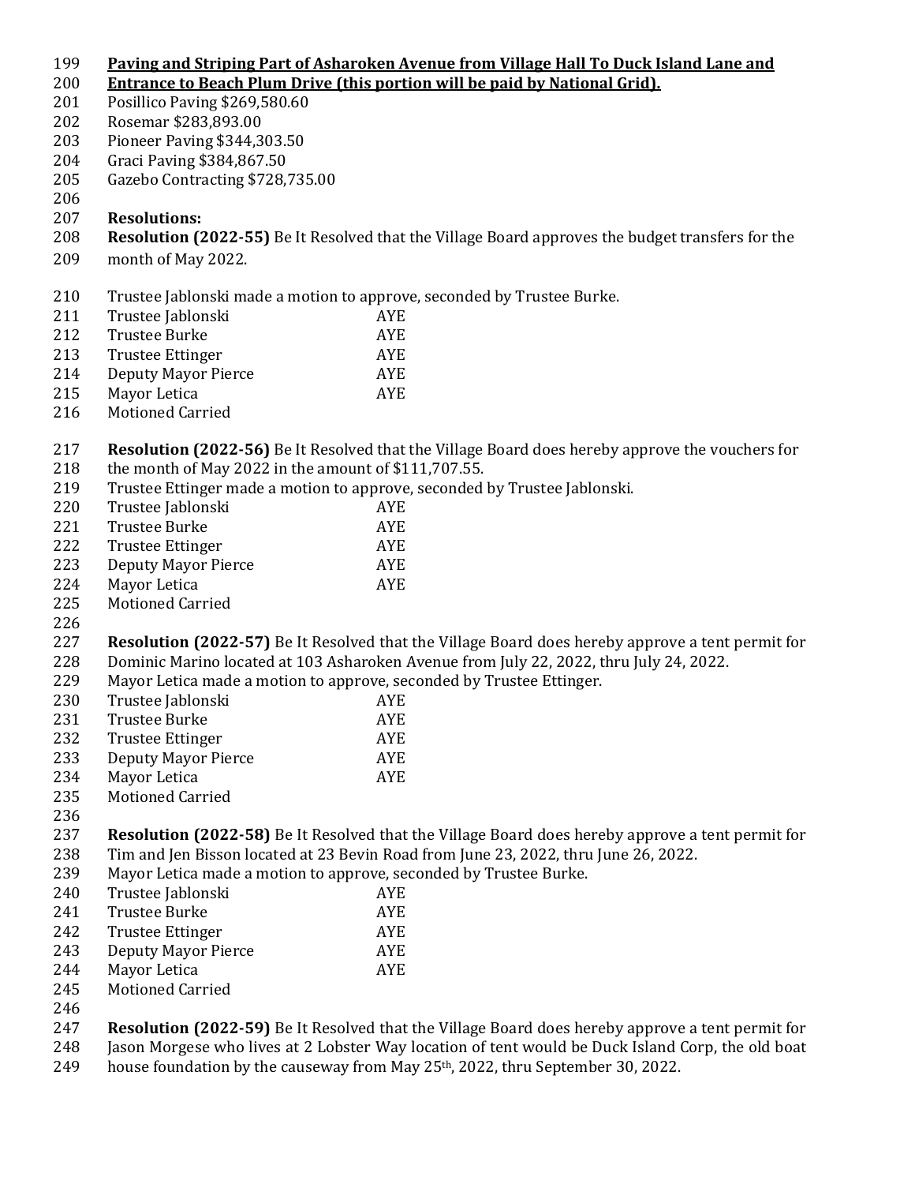**Paving and Striping Part of Asharoken Avenue from Village Hall To Duck Island Lane and Entrance to Beach Plum Drive (this portion will be paid by National Grid).**

Posillico Paving $269,580.60
Rosemar $283,893.00
Pioneer Paving $344,303.50
Graci Paving $384,867.50
Gazebo Contracting $728,735.00

**Resolutions:**

**Resolution (2022-55)** Be It Resolved that the Village Board approves the budget transfers for the month of May 2022.

Trustee Jablonski made a motion to approve, seconded by Trustee Burke.

| | |
|---|---|
| Trustee Jablonski | AYE |
| Trustee Burke | AYE |
| Trustee Ettinger | AYE |
| Deputy Mayor Pierce | AYE |
| Mayor Letica | AYE |

Motioned Carried

**Resolution (2022-56)** Be It Resolved that the Village Board does hereby approve the vouchers for the month of May 2022 in the amount of $111,707.55.
Trustee Ettinger made a motion to approve, seconded by Trustee Jablonski.

| | |
|---|---|
| Trustee Jablonski | AYE |
| Trustee Burke | AYE |
| Trustee Ettinger | AYE |
| Deputy Mayor Pierce | AYE |
| Mayor Letica | AYE |

Motioned Carried

**Resolution (2022-57)** Be It Resolved that the Village Board does hereby approve a tent permit for Dominic Marino located at 103 Asharoken Avenue from July 22, 2022, thru July 24, 2022.
Mayor Letica made a motion to approve, seconded by Trustee Ettinger.

| | |
|---|---|
| Trustee Jablonski | AYE |
| Trustee Burke | AYE |
| Trustee Ettinger | AYE |
| Deputy Mayor Pierce | AYE |
| Mayor Letica | AYE |

Motioned Carried

**Resolution (2022-58)** Be It Resolved that the Village Board does hereby approve a tent permit for Tim and Jen Bisson located at 23 Bevin Road from June 23, 2022, thru June 26, 2022.
Mayor Letica made a motion to approve, seconded by Trustee Burke.

| | |
|---|---|
| Trustee Jablonski | AYE |
| Trustee Burke | AYE |
| Trustee Ettinger | AYE |
| Deputy Mayor Pierce | AYE |
| Mayor Letica | AYE |

Motioned Carried

**Resolution (2022-59)** Be It Resolved that the Village Board does hereby approve a tent permit for Jason Morgese who lives at 2 Lobster Way location of tent would be Duck Island Corp, the old boat house foundation by the causeway from May 25th, 2022, thru September 30, 2022.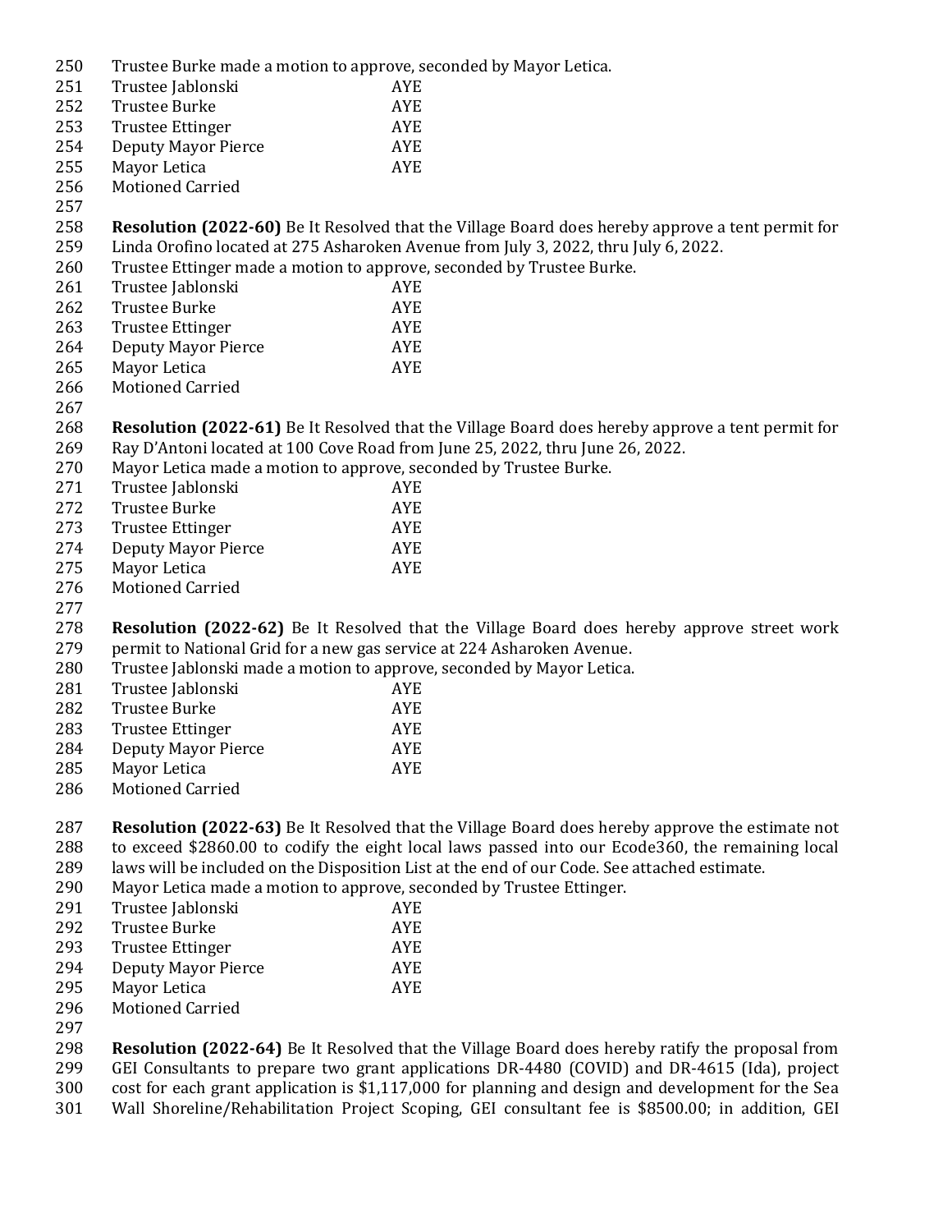Trustee Burke made a motion to approve, seconded by Mayor Letica.

| | |
|---|---|
| Trustee Jablonski | AYE |
| Trustee Burke | AYE |
| Trustee Ettinger | AYE |
| Deputy Mayor Pierce | AYE |
| Mayor Letica | AYE |

Motioned Carried

**Resolution (2022-60)** Be It Resolved that the Village Board does hereby approve a tent permit for Linda Orofino located at 275 Asharoken Avenue from July 3, 2022, thru July 6, 2022.
Trustee Ettinger made a motion to approve, seconded by Trustee Burke.

| | |
|---|---|
| Trustee Jablonski | AYE |
| Trustee Burke | AYE |
| Trustee Ettinger | AYE |
| Deputy Mayor Pierce | AYE |
| Mayor Letica | AYE |

Motioned Carried

**Resolution (2022-61)** Be It Resolved that the Village Board does hereby approve a tent permit for Ray D'Antoni located at 100 Cove Road from June 25, 2022, thru June 26, 2022.
Mayor Letica made a motion to approve, seconded by Trustee Burke.

| | |
|---|---|
| Trustee Jablonski | AYE |
| Trustee Burke | AYE |
| Trustee Ettinger | AYE |
| Deputy Mayor Pierce | AYE |
| Mayor Letica | AYE |

Motioned Carried

**Resolution (2022-62)** Be It Resolved that the Village Board does hereby approve street work permit to National Grid for a new gas service at 224 Asharoken Avenue.
Trustee Jablonski made a motion to approve, seconded by Mayor Letica.

| | |
|---|---|
| Trustee Jablonski | AYE |
| Trustee Burke | AYE |
| Trustee Ettinger | AYE |
| Deputy Mayor Pierce | AYE |
| Mayor Letica | AYE |

Motioned Carried

**Resolution (2022-63)** Be It Resolved that the Village Board does hereby approve the estimate not to exceed $2860.00 to codify the eight local laws passed into our Ecode360, the remaining local laws will be included on the Disposition List at the end of our Code. See attached estimate.
Mayor Letica made a motion to approve, seconded by Trustee Ettinger.

| | |
|---|---|
| Trustee Jablonski | AYE |
| Trustee Burke | AYE |
| Trustee Ettinger | AYE |
| Deputy Mayor Pierce | AYE |
| Mayor Letica | AYE |

Motioned Carried

**Resolution (2022-64)** Be It Resolved that the Village Board does hereby ratify the proposal from GEI Consultants to prepare two grant applications DR-4480 (COVID) and DR-4615 (Ida), project cost for each grant application is $1,117,000 for planning and design and development for the Sea Wall Shoreline/Rehabilitation Project Scoping, GEI consultant fee is $8500.00; in addition, GEI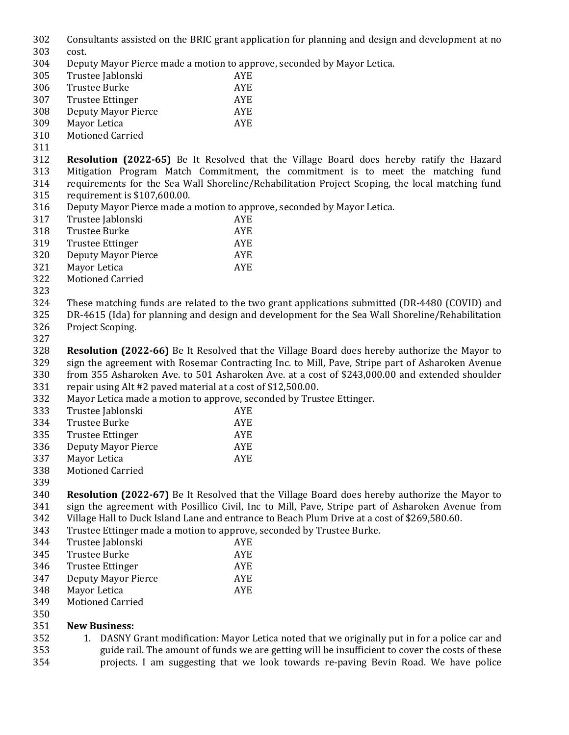Consultants assisted on the BRIC grant application for planning and design and development at no cost.

Deputy Mayor Pierce made a motion to approve, seconded by Mayor Letica.

| | |
|---|---|
| Trustee Jablonski | AYE |
| Trustee Burke | AYE |
| Trustee Ettinger | AYE |
| Deputy Mayor Pierce | AYE |
| Mayor Letica | AYE |

Motioned Carried

**Resolution (2022-65)** Be It Resolved that the Village Board does hereby ratify the Hazard Mitigation Program Match Commitment, the commitment is to meet the matching fund requirements for the Sea Wall Shoreline/Rehabilitation Project Scoping, the local matching fund requirement is $107,600.00.

Deputy Mayor Pierce made a motion to approve, seconded by Mayor Letica.

| | |
|---|---|
| Trustee Jablonski | AYE |
| Trustee Burke | AYE |
| Trustee Ettinger | AYE |
| Deputy Mayor Pierce | AYE |
| Mayor Letica | AYE |

Motioned Carried

These matching funds are related to the two grant applications submitted (DR-4480 (COVID) and DR-4615 (Ida) for planning and design and development for the Sea Wall Shoreline/Rehabilitation Project Scoping.

**Resolution (2022-66)** Be It Resolved that the Village Board does hereby authorize the Mayor to sign the agreement with Rosemar Contracting Inc. to Mill, Pave, Stripe part of Asharoken Avenue from 355 Asharoken Ave. to 501 Asharoken Ave. at a cost of $243,000.00 and extended shoulder repair using Alt #2 paved material at a cost of $12,500.00.

Mayor Letica made a motion to approve, seconded by Trustee Ettinger.

| | |
|---|---|
| Trustee Jablonski | AYE |
| Trustee Burke | AYE |
| Trustee Ettinger | AYE |
| Deputy Mayor Pierce | AYE |
| Mayor Letica | AYE |

Motioned Carried

**Resolution (2022-67)** Be It Resolved that the Village Board does hereby authorize the Mayor to sign the agreement with Posillico Civil, Inc to Mill, Pave, Stripe part of Asharoken Avenue from Village Hall to Duck Island Lane and entrance to Beach Plum Drive at a cost of $269,580.60.

Trustee Ettinger made a motion to approve, seconded by Trustee Burke.

| | |
|---|---|
| Trustee Jablonski | AYE |
| Trustee Burke | AYE |
| Trustee Ettinger | AYE |
| Deputy Mayor Pierce | AYE |
| Mayor Letica | AYE |

Motioned Carried

**New Business:**

1. DASNY Grant modification: Mayor Letica noted that we originally put in for a police car and guide rail. The amount of funds we are getting will be insufficient to cover the costs of these projects. I am suggesting that we look towards re-paving Bevin Road. We have police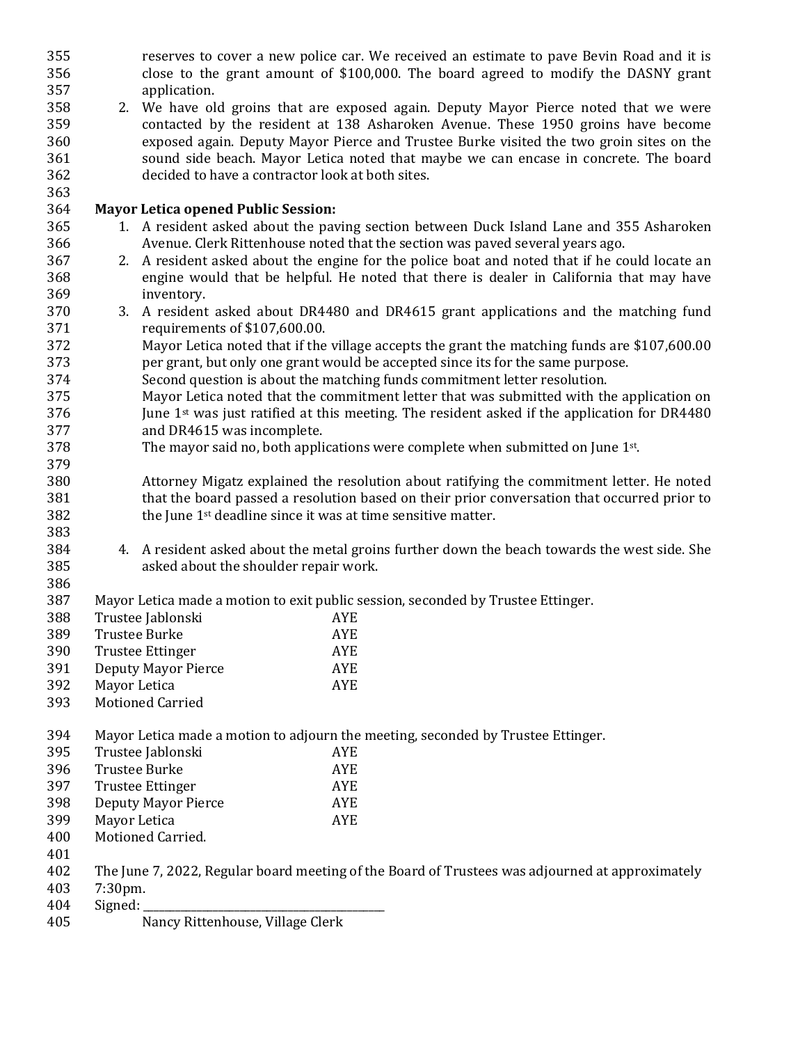reserves to cover a new police car. We received an estimate to pave Bevin Road and it is close to the grant amount of $100,000. The board agreed to modify the DASNY grant application.

2. We have old groins that are exposed again. Deputy Mayor Pierce noted that we were contacted by the resident at 138 Asharoken Avenue. These 1950 groins have become exposed again. Deputy Mayor Pierce and Trustee Burke visited the two groin sites on the sound side beach. Mayor Letica noted that maybe we can encase in concrete. The board decided to have a contractor look at both sites.

**Mayor Letica opened Public Session:**

1. A resident asked about the paving section between Duck Island Lane and 355 Asharoken Avenue. Clerk Rittenhouse noted that the section was paved several years ago.
2. A resident asked about the engine for the police boat and noted that if he could locate an engine would that be helpful. He noted that there is dealer in California that may have inventory.
3. A resident asked about DR4480 and DR4615 grant applications and the matching fund requirements of $107,600.00.
   Mayor Letica noted that if the village accepts the grant the matching funds are $107,600.00 per grant, but only one grant would be accepted since its for the same purpose.
   Second question is about the matching funds commitment letter resolution.
   Mayor Letica noted that the commitment letter that was submitted with the application on June 1st was just ratified at this meeting. The resident asked if the application for DR4480 and DR4615 was incomplete.
   The mayor said no, both applications were complete when submitted on June 1st.

   Attorney Migatz explained the resolution about ratifying the commitment letter. He noted that the board passed a resolution based on their prior conversation that occurred prior to the June 1st deadline since it was at time sensitive matter.

4. A resident asked about the metal groins further down the beach towards the west side. She asked about the shoulder repair work.

Mayor Letica made a motion to exit public session, seconded by Trustee Ettinger.

| | |
|---|---|
| Trustee Jablonski | AYE |
| Trustee Burke | AYE |
| Trustee Ettinger | AYE |
| Deputy Mayor Pierce | AYE |
| Mayor Letica | AYE |

Motioned Carried

Mayor Letica made a motion to adjourn the meeting, seconded by Trustee Ettinger.

| | |
|---|---|
| Trustee Jablonski | AYE |
| Trustee Burke | AYE |
| Trustee Ettinger | AYE |
| Deputy Mayor Pierce | AYE |
| Mayor Letica | AYE |

Motioned Carried.

The June 7, 2022, Regular board meeting of the Board of Trustees was adjourned at approximately 7:30pm.

Signed: ___________________________

Nancy Rittenhouse, Village Clerk